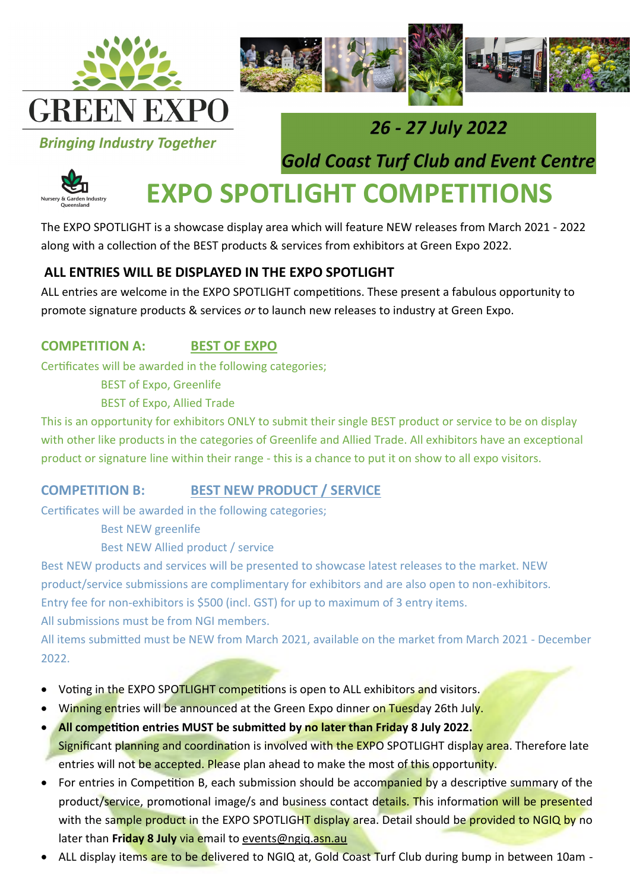# GREEN EXPO

*Bringing Industry Together*

***26 - 27 July 2022***

***Gold Coast Turf Club and Event Centre***

Nursery & Garden Industry Queensland

# EXPO SPOTLIGHT COMPETITIONS

The EXPO SPOTLIGHT is a showcase display area which will feature NEW releases from March 2021 - 2022 along with a collection of the BEST products & services from exhibitors at Green Expo 2022.

### ALL ENTRIES WILL BE DISPLAYED IN THE EXPO SPOTLIGHT

ALL entries are welcome in the EXPO SPOTLIGHT competitions. These present a fabulous opportunity to promote signature products & services *or* to launch new releases to industry at Green Expo.

### COMPETITION A: BEST OF EXPO

Certificates will be awarded in the following categories;

- BEST of Expo, Greenlife
- BEST of Expo, Allied Trade

This is an opportunity for exhibitors ONLY to submit their single BEST product or service to be on display with other like products in the categories of Greenlife and Allied Trade. All exhibitors have an exceptional product or signature line within their range - this is a chance to put it on show to all expo visitors.

### COMPETITION B: BEST NEW PRODUCT / SERVICE

Certificates will be awarded in the following categories;

- Best NEW greenlife
- Best NEW Allied product / service

Best NEW products and services will be presented to showcase latest releases to the market. NEW product/service submissions are complimentary for exhibitors and are also open to non-exhibitors. Entry fee for non-exhibitors is $500 (incl. GST) for up to maximum of 3 entry items.
All submissions must be from NGI members.
All items submitted must be NEW from March 2021, available on the market from March 2021 - December 2022.

- Voting in the EXPO SPOTLIGHT competitions is open to ALL exhibitors and visitors.
- Winning entries will be announced at the Green Expo dinner on Tuesday 26th July.
- **All competition entries MUST be submitted by no later than Friday 8 July 2022.** Significant planning and coordination is involved with the EXPO SPOTLIGHT display area. Therefore late entries will not be accepted. Please plan ahead to make the most of this opportunity.
- For entries in Competition B, each submission should be accompanied by a descriptive summary of the product/service, promotional image/s and business contact details. This information will be presented with the sample product in the EXPO SPOTLIGHT display area. Detail should be provided to NGIQ by no later than **Friday 8 July** via email to events@ngiq.asn.au
- ALL display items are to be delivered to NGIQ at, Gold Coast Turf Club during bump in between 10am -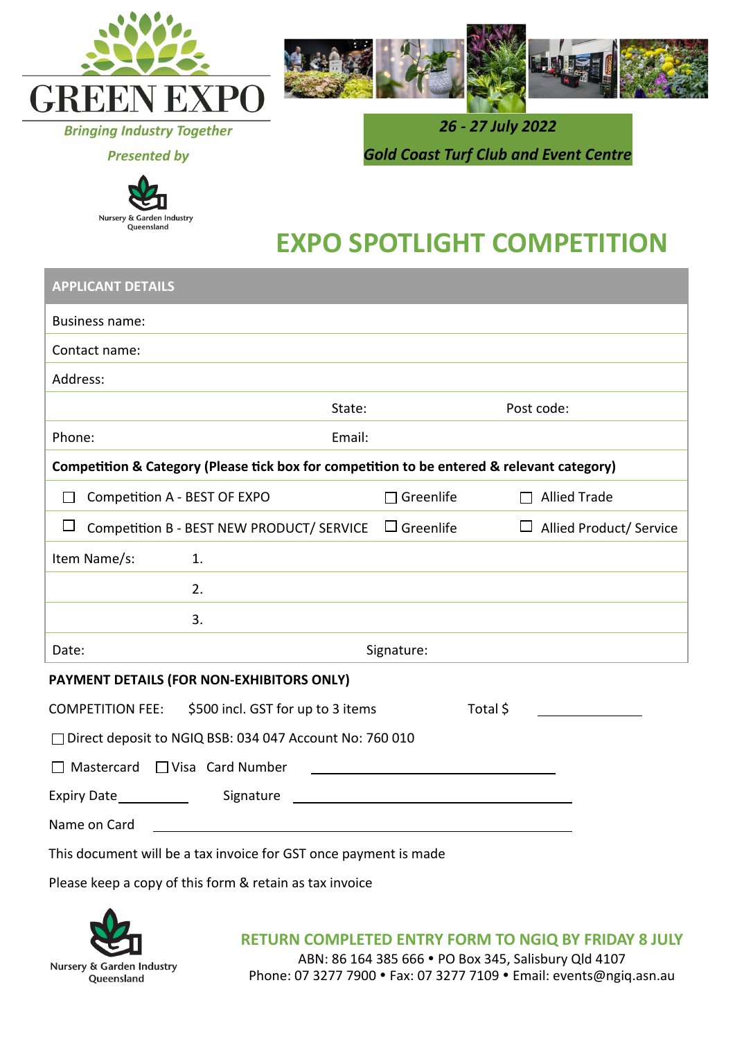GREEN EXPO

*Bringing Industry Together*

*Presented by*

Nursery & Garden Industry Queensland

***26 - 27 July 2022***

***Gold Coast Turf Club and Event Centre***

# EXPO SPOTLIGHT COMPETITION

| APPLICANT DETAILS | | |
|---|---|---|
| Business name: | | |
| Contact name: | | |
| Address: | | |
| | State: | Post code: |
| Phone: | Email: | |
| **Competition & Category (Please tick box for competition to be entered & relevant category)** | | |
| ☐ Competition A - BEST OF EXPO | ☐ Greenlife | ☐ Allied Trade |
| ☐ Competition B - BEST NEW PRODUCT/ SERVICE | ☐ Greenlife | ☐ Allied Product/ Service |
| Item Name/s: 1. | | |
| 2. | | |
| 3. | | |
| Date: | Signature: | |

**PAYMENT DETAILS (FOR NON-EXHIBITORS ONLY)**

COMPETITION FEE: $500 incl. GST for up to 3 items Total $ ____________

☐ Direct deposit to NGIQ BSB: 034 047 Account No: 760 010

☐ Mastercard ☐ Visa Card Number ______________________________

Expiry Date __________ Signature ______________________________

Name on Card ______________________________

This document will be a tax invoice for GST once payment is made

Please keep a copy of this form & retain as tax invoice

Nursery & Garden Industry Queensland

**RETURN COMPLETED ENTRY FORM TO NGIQ BY FRIDAY 8 JULY**

ABN: 86 164 385 666 • PO Box 345, Salisbury Qld 4107

Phone: 07 3277 7900 • Fax: 07 3277 7109 • Email: events@ngiq.asn.au